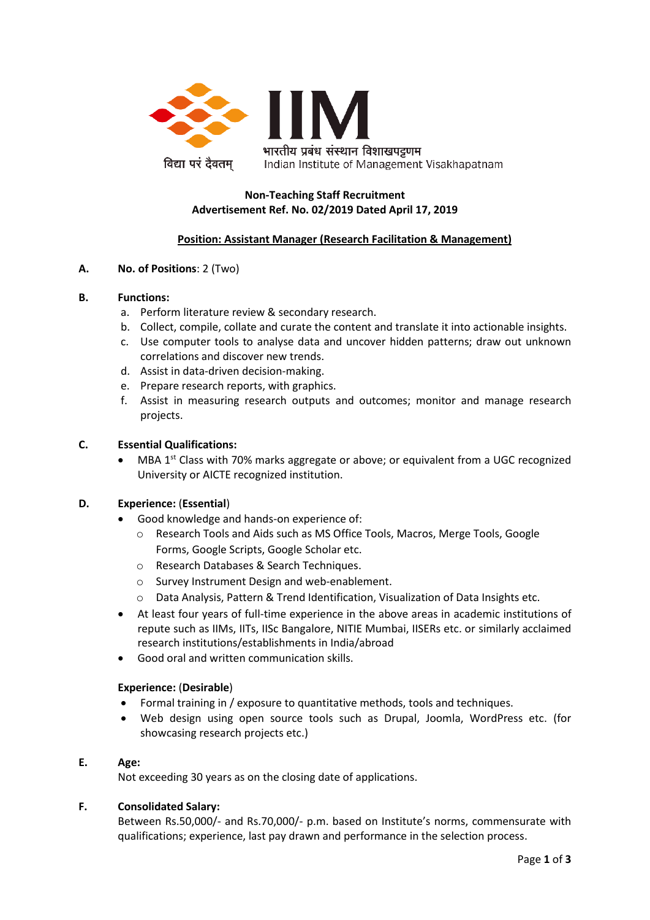IIM

भारतीय प्रबंध संस्थान विशाखपट्टणम

Indian Institute of Management Visakhapatnam

विद्या परं दैवतम्

**Non-Teaching Staff Recruitment**
**Advertisement Ref. No. 02/2019 Dated April 17, 2019**

**Position: Assistant Manager (Research Facilitation & Management)**

**A. No. of Positions**: 2 (Two)

**B. Functions:**

a. Perform literature review & secondary research.
b. Collect, compile, collate and curate the content and translate it into actionable insights.
c. Use computer tools to analyse data and uncover hidden patterns; draw out unknown correlations and discover new trends.
d. Assist in data-driven decision-making.
e. Prepare research reports, with graphics.
f. Assist in measuring research outputs and outcomes; monitor and manage research projects.

**C. Essential Qualifications:**

- MBA 1st Class with 70% marks aggregate or above; or equivalent from a UGC recognized University or AICTE recognized institution.

**D. Experience: (Essential)**

- Good knowledge and hands-on experience of:
  - Research Tools and Aids such as MS Office Tools, Macros, Merge Tools, Google Forms, Google Scripts, Google Scholar etc.
  - Research Databases & Search Techniques.
  - Survey Instrument Design and web-enablement.
  - Data Analysis, Pattern & Trend Identification, Visualization of Data Insights etc.
- At least four years of full-time experience in the above areas in academic institutions of repute such as IIMs, IITs, IISc Bangalore, NITIE Mumbai, IISERs etc. or similarly acclaimed research institutions/establishments in India/abroad
- Good oral and written communication skills.

**Experience: (Desirable)**

- Formal training in / exposure to quantitative methods, tools and techniques.
- Web design using open source tools such as Drupal, Joomla, WordPress etc. (for showcasing research projects etc.)

**E. Age:**

Not exceeding 30 years as on the closing date of applications.

**F. Consolidated Salary:**

Between Rs.50,000/- and Rs.70,000/- p.m. based on Institute's norms, commensurate with qualifications; experience, last pay drawn and performance in the selection process.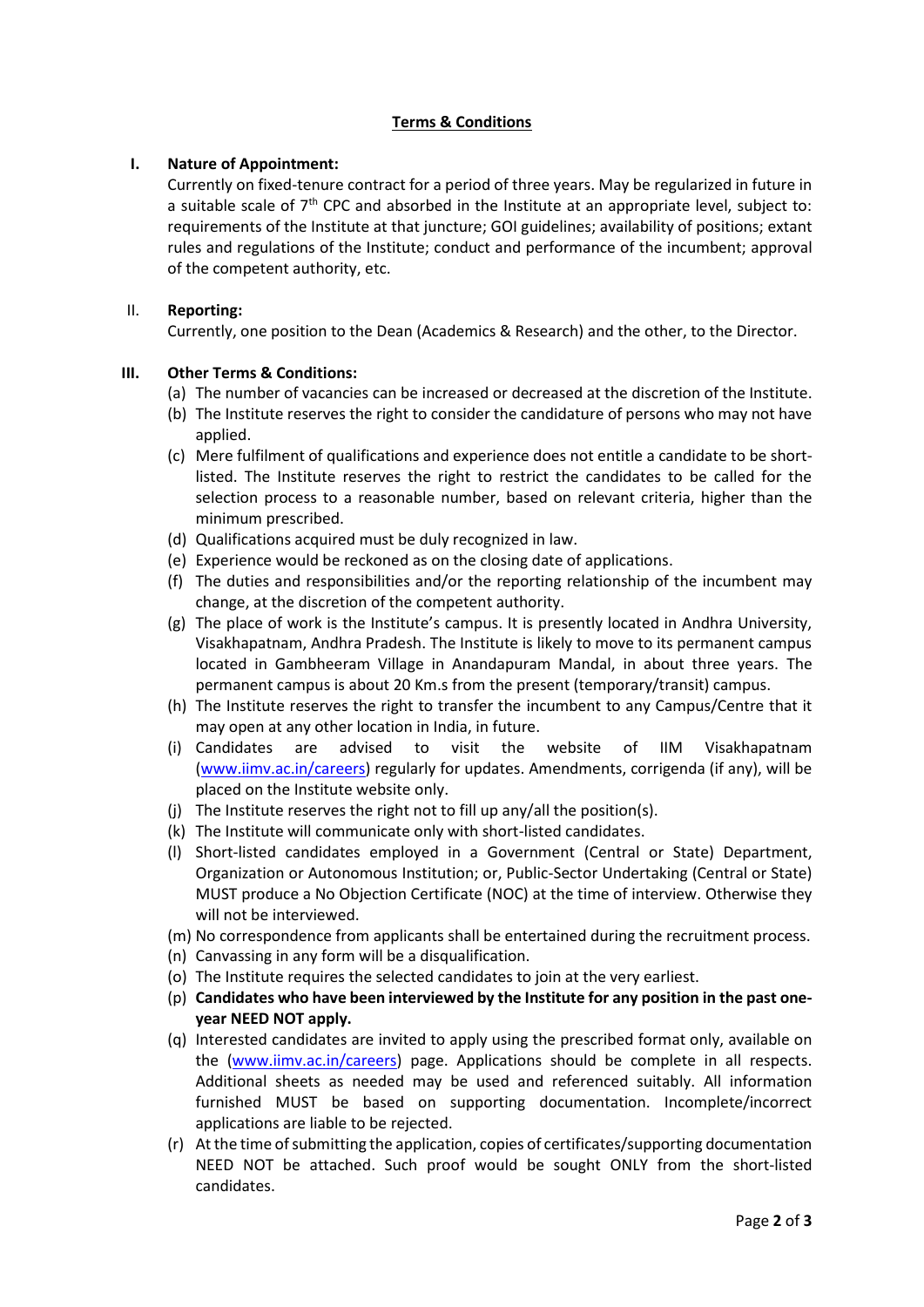## Terms & Conditions

**I. Nature of Appointment:**

Currently on fixed-tenure contract for a period of three years. May be regularized in future in a suitable scale of 7th CPC and absorbed in the Institute at an appropriate level, subject to: requirements of the Institute at that juncture; GOI guidelines; availability of positions; extant rules and regulations of the Institute; conduct and performance of the incumbent; approval of the competent authority, etc.

II. **Reporting:**

Currently, one position to the Dean (Academics & Research) and the other, to the Director.

**III. Other Terms & Conditions:**

(a) The number of vacancies can be increased or decreased at the discretion of the Institute.

(b) The Institute reserves the right to consider the candidature of persons who may not have applied.

(c) Mere fulfilment of qualifications and experience does not entitle a candidate to be short-listed. The Institute reserves the right to restrict the candidates to be called for the selection process to a reasonable number, based on relevant criteria, higher than the minimum prescribed.

(d) Qualifications acquired must be duly recognized in law.

(e) Experience would be reckoned as on the closing date of applications.

(f) The duties and responsibilities and/or the reporting relationship of the incumbent may change, at the discretion of the competent authority.

(g) The place of work is the Institute's campus. It is presently located in Andhra University, Visakhapatnam, Andhra Pradesh. The Institute is likely to move to its permanent campus located in Gambheeram Village in Anandapuram Mandal, in about three years. The permanent campus is about 20 Km.s from the present (temporary/transit) campus.

(h) The Institute reserves the right to transfer the incumbent to any Campus/Centre that it may open at any other location in India, in future.

(i) Candidates are advised to visit the website of IIM Visakhapatnam (www.iimv.ac.in/careers) regularly for updates. Amendments, corrigenda (if any), will be placed on the Institute website only.

(j) The Institute reserves the right not to fill up any/all the position(s).

(k) The Institute will communicate only with short-listed candidates.

(l) Short-listed candidates employed in a Government (Central or State) Department, Organization or Autonomous Institution; or, Public-Sector Undertaking (Central or State) MUST produce a No Objection Certificate (NOC) at the time of interview. Otherwise they will not be interviewed.

(m) No correspondence from applicants shall be entertained during the recruitment process.

(n) Canvassing in any form will be a disqualification.

(o) The Institute requires the selected candidates to join at the very earliest.

(p) **Candidates who have been interviewed by the Institute for any position in the past one-year NEED NOT apply.**

(q) Interested candidates are invited to apply using the prescribed format only, available on the (www.iimv.ac.in/careers) page. Applications should be complete in all respects. Additional sheets as needed may be used and referenced suitably. All information furnished MUST be based on supporting documentation. Incomplete/incorrect applications are liable to be rejected.

(r) At the time of submitting the application, copies of certificates/supporting documentation NEED NOT be attached. Such proof would be sought ONLY from the short-listed candidates.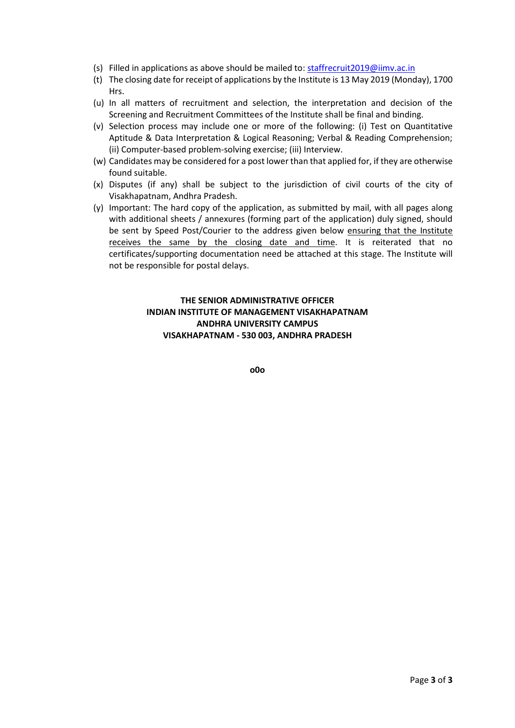(s) Filled in applications as above should be mailed to: staffrecruit2019@iimv.ac.in

(t) The closing date for receipt of applications by the Institute is 13 May 2019 (Monday), 1700 Hrs.

(u) In all matters of recruitment and selection, the interpretation and decision of the Screening and Recruitment Committees of the Institute shall be final and binding.

(v) Selection process may include one or more of the following: (i) Test on Quantitative Aptitude & Data Interpretation & Logical Reasoning; Verbal & Reading Comprehension; (ii) Computer-based problem-solving exercise; (iii) Interview.

(w) Candidates may be considered for a post lower than that applied for, if they are otherwise found suitable.

(x) Disputes (if any) shall be subject to the jurisdiction of civil courts of the city of Visakhapatnam, Andhra Pradesh.

(y) Important: The hard copy of the application, as submitted by mail, with all pages along with additional sheets / annexures (forming part of the application) duly signed, should be sent by Speed Post/Courier to the address given below <u>ensuring that the Institute receives the same by the closing date and time</u>. It is reiterated that no certificates/supporting documentation need be attached at this stage. The Institute will not be responsible for postal delays.

**THE SENIOR ADMINISTRATIVE OFFICER**
**INDIAN INSTITUTE OF MANAGEMENT VISAKHAPATNAM**
**ANDHRA UNIVERSITY CAMPUS**
**VISAKHAPATNAM - 530 003, ANDHRA PRADESH**

**o0o**